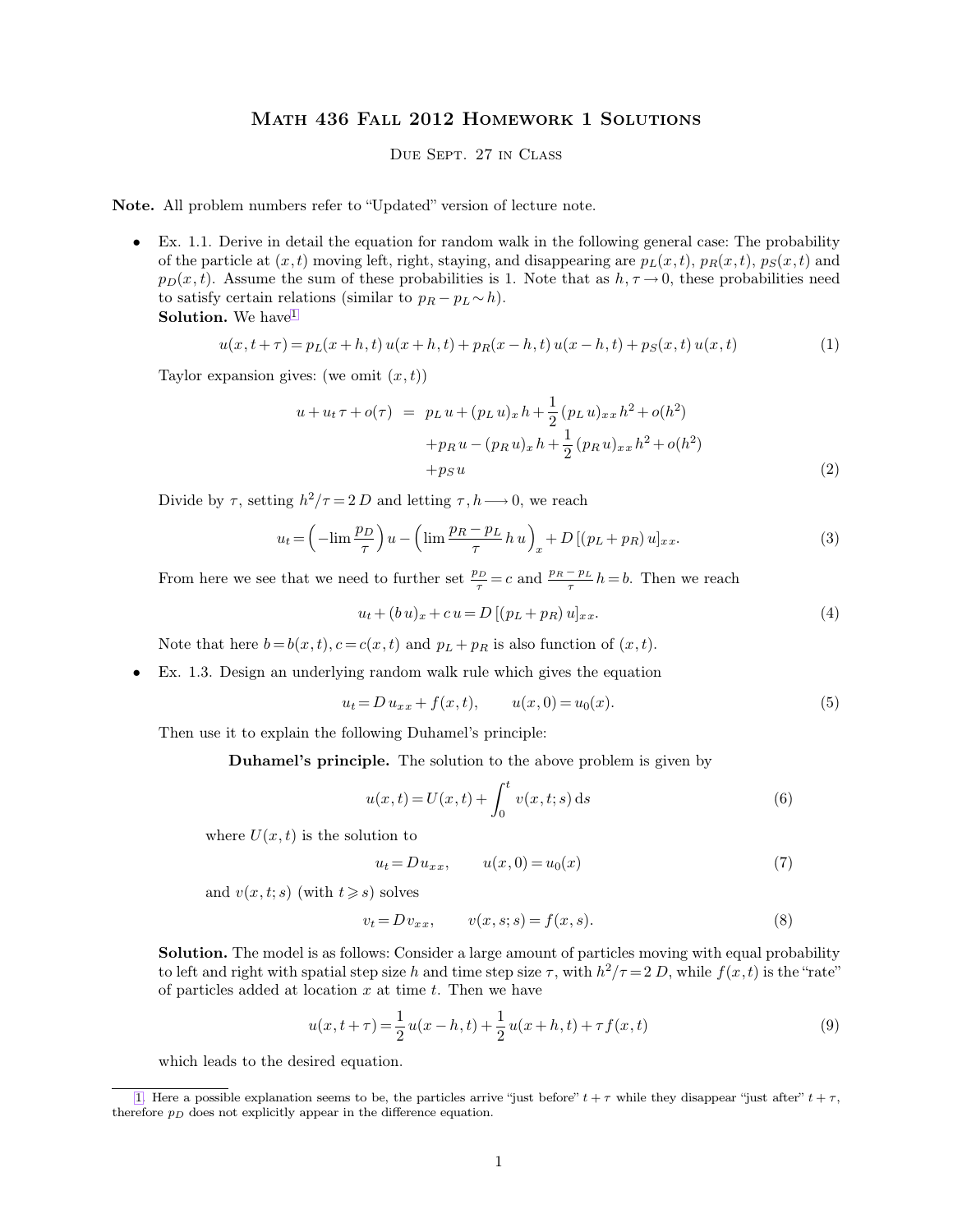# Math 436 Fall 2012 Homework 1 Solutions

Due Sept. 27 in Class

**Note.** All problem numbers refer to "Updated" version of lecture note.

- Ex. 1.1. Derive in detail the equation for random walk in the following general case: The probability of the particle at $(x,t)$ moving left, right, staying, and disappearing are $p_L(x,t)$, $p_R(x,t)$, $p_S(x,t)$ and $p_D(x,t)$. Assume the sum of these probabilities is 1. Note that as $h, \tau \to 0$, these probabilities need to satisfy certain relations (similar to $p_R - p_L \sim h$).

  **Solution.** We have[1]

$$u(x,t+\tau) = p_L(x+h,t)\,u(x+h,t) + p_R(x-h,t)\,u(x-h,t) + p_S(x,t)\,u(x,t) \tag{1}$$

  Taylor expansion gives: (we omit $(x,t)$)

$$\begin{aligned} u + u_t\,\tau + o(\tau) &= p_L\,u + (p_L\,u)_x\,h + \frac{1}{2}\,(p_L\,u)_{xx}\,h^2 + o(h^2) \\ &\quad + p_R\,u - (p_R\,u)_x\,h + \frac{1}{2}\,(p_R\,u)_{xx}\,h^2 + o(h^2) \\ &\quad + p_S\,u \end{aligned} \tag{2}$$

  Divide by $\tau$, setting $h^2/\tau = 2\,D$ and letting $\tau, h \longrightarrow 0$, we reach

$$u_t = \left(-\lim \frac{p_D}{\tau}\right) u - \left(\lim \frac{p_R - p_L}{\tau}\,h\,u\right)_x + D\,[(p_L + p_R)\,u]_{xx}. \tag{3}$$

  From here we see that we need to further set $\frac{p_D}{\tau} = c$ and $\frac{p_R - p_L}{\tau}\,h = b$. Then we reach

$$u_t + (b\,u)_x + c\,u = D\,[(p_L + p_R)\,u]_{xx}. \tag{4}$$

  Note that here $b = b(x,t), c = c(x,t)$ and $p_L + p_R$ is also function of $(x,t)$.

- Ex. 1.3. Design an underlying random walk rule which gives the equation

$$u_t = D\,u_{xx} + f(x,t), \qquad u(x,0) = u_0(x). \tag{5}$$

  Then use it to explain the following Duhamel's principle:

  **Duhamel's principle.** The solution to the above problem is given by

$$u(x,t) = U(x,t) + \int_0^t v(x,t;s)\,\mathrm{d}s \tag{6}$$

  where $U(x,t)$ is the solution to

$$u_t = D\,u_{xx}, \qquad u(x,0) = u_0(x) \tag{7}$$

  and $v(x,t;s)$ (with $t \geqslant s$) solves

$$v_t = D\,v_{xx}, \qquad v(x,s;s) = f(x,s). \tag{8}$$

  **Solution.** The model is as follows: Consider a large amount of particles moving with equal probability to left and right with spatial step size $h$ and time step size $\tau$, with $h^2/\tau = 2\,D$, while $f(x,t)$ is the "rate" of particles added at location $x$ at time $t$. Then we have

$$u(x,t+\tau) = \frac{1}{2}\,u(x-h,t) + \frac{1}{2}\,u(x+h,t) + \tau\,f(x,t) \tag{9}$$

  which leads to the desired equation.

---

[1] Here a possible explanation seems to be, the particles arrive "just before" $t+\tau$ while they disappear "just after" $t+\tau$, therefore $p_D$ does not explicitly appear in the difference equation.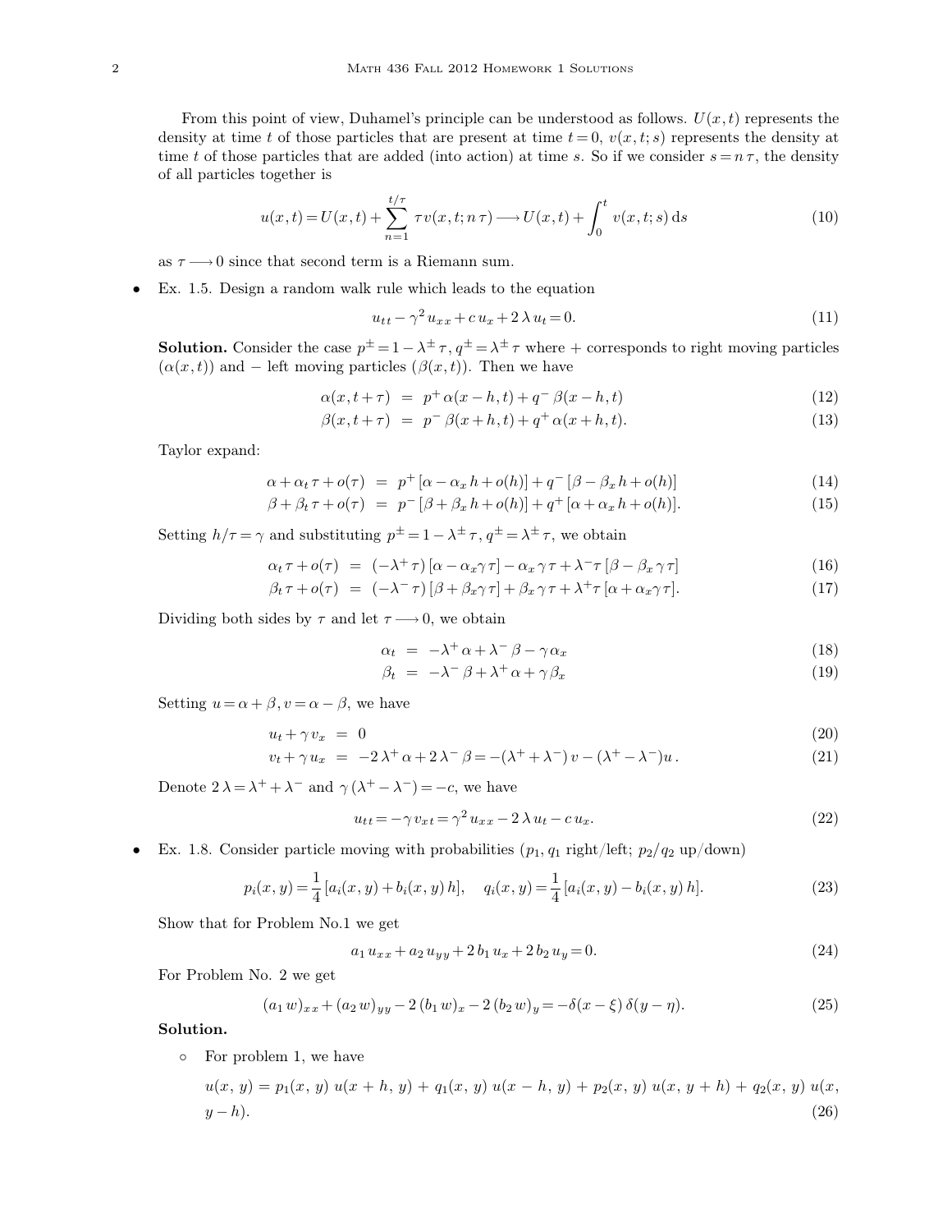From this point of view, Duhamel's principle can be understood as follows. $U(x,t)$ represents the density at time $t$ of those particles that are present at time $t=0$, $v(x,t;s)$ represents the density at time $t$ of those particles that are added (into action) at time $s$. So if we consider $s=n\,\tau$, the density of all particles together is

$$u(x,t)=U(x,t)+\sum_{n=1}^{t/\tau}\tau\, v(x,t;n\,\tau)\longrightarrow U(x,t)+\int_0^t v(x,t;s)\,\mathrm{d}s \tag{10}$$

as $\tau\longrightarrow 0$ since that second term is a Riemann sum.

- Ex. 1.5. Design a random walk rule which leads to the equation

$$u_{tt}-\gamma^2 u_{xx}+c\,u_x+2\,\lambda\,u_t=0. \tag{11}$$

**Solution.** Consider the case $p^{\pm}=1-\lambda^{\pm}\tau$, $q^{\pm}=\lambda^{\pm}\tau$ where + corresponds to right moving particles ($\alpha(x,t)$) and − left moving particles ($\beta(x,t)$). Then we have

$$\alpha(x,t+\tau) \;=\; p^{+}\alpha(x-h,t)+q^{-}\beta(x-h,t) \tag{12}$$

$$\beta(x,t+\tau) \;=\; p^{-}\beta(x+h,t)+q^{+}\alpha(x+h,t). \tag{13}$$

Taylor expand:

$$\alpha+\alpha_t\tau+o(\tau) \;=\; p^{+}[\alpha-\alpha_x h+o(h)]+q^{-}[\beta-\beta_x h+o(h)] \tag{14}$$

$$\beta+\beta_t\tau+o(\tau) \;=\; p^{-}[\beta+\beta_x h+o(h)]+q^{+}[\alpha+\alpha_x h+o(h)]. \tag{15}$$

Setting $h/\tau=\gamma$ and substituting $p^{\pm}=1-\lambda^{\pm}\tau$, $q^{\pm}=\lambda^{\pm}\tau$, we obtain

$$\alpha_t\tau+o(\tau) \;=\; (-\lambda^{+}\tau)[\alpha-\alpha_x\gamma\tau]-\alpha_x\gamma\tau+\lambda^{-}\tau[\beta-\beta_x\gamma\tau] \tag{16}$$

$$\beta_t\tau+o(\tau) \;=\; (-\lambda^{-}\tau)[\beta+\beta_x\gamma\tau]+\beta_x\gamma\tau+\lambda^{+}\tau[\alpha+\alpha_x\gamma\tau]. \tag{17}$$

Dividing both sides by $\tau$ and let $\tau\longrightarrow 0$, we obtain

$$\alpha_t \;=\; -\lambda^{+}\alpha+\lambda^{-}\beta-\gamma\,\alpha_x \tag{18}$$

$$\beta_t \;=\; -\lambda^{-}\beta+\lambda^{+}\alpha+\gamma\,\beta_x \tag{19}$$

Setting $u=\alpha+\beta, v=\alpha-\beta$, we have

$$u_t+\gamma\,v_x \;=\; 0 \tag{20}$$

$$v_t+\gamma\,u_x \;=\; -2\,\lambda^{+}\alpha+2\,\lambda^{-}\beta=-(\lambda^{+}+\lambda^{-})\,v-(\lambda^{+}-\lambda^{-})u\,. \tag{21}$$

Denote $2\,\lambda=\lambda^{+}+\lambda^{-}$ and $\gamma\,(\lambda^{+}-\lambda^{-})=-c$, we have

$$u_{tt}=-\gamma\,v_{xt}=\gamma^2 u_{xx}-2\,\lambda\,u_t-c\,u_x. \tag{22}$$

- Ex. 1.8. Consider particle moving with probabilities ($p_1$, $q_1$ right/left; $p_2/q_2$ up/down)

$$p_i(x,y)=\frac{1}{4}[a_i(x,y)+b_i(x,y)\,h],\quad q_i(x,y)=\frac{1}{4}[a_i(x,y)-b_i(x,y)\,h]. \tag{23}$$

Show that for Problem No.1 we get

$$a_1\,u_{xx}+a_2\,u_{yy}+2\,b_1\,u_x+2\,b_2\,u_y=0. \tag{24}$$

For Problem No. 2 we get

$$(a_1\,w)_{xx}+(a_2\,w)_{yy}-2\,(b_1\,w)_x-2\,(b_2\,w)_y=-\delta(x-\xi)\,\delta(y-\eta). \tag{25}$$

**Solution.**

- For problem 1, we have

$$u(x,y)=p_1(x,y)\,u(x+h,y)+q_1(x,y)\,u(x-h,y)+p_2(x,y)\,u(x,y+h)+q_2(x,y)\,u(x,y-h). \tag{26}$$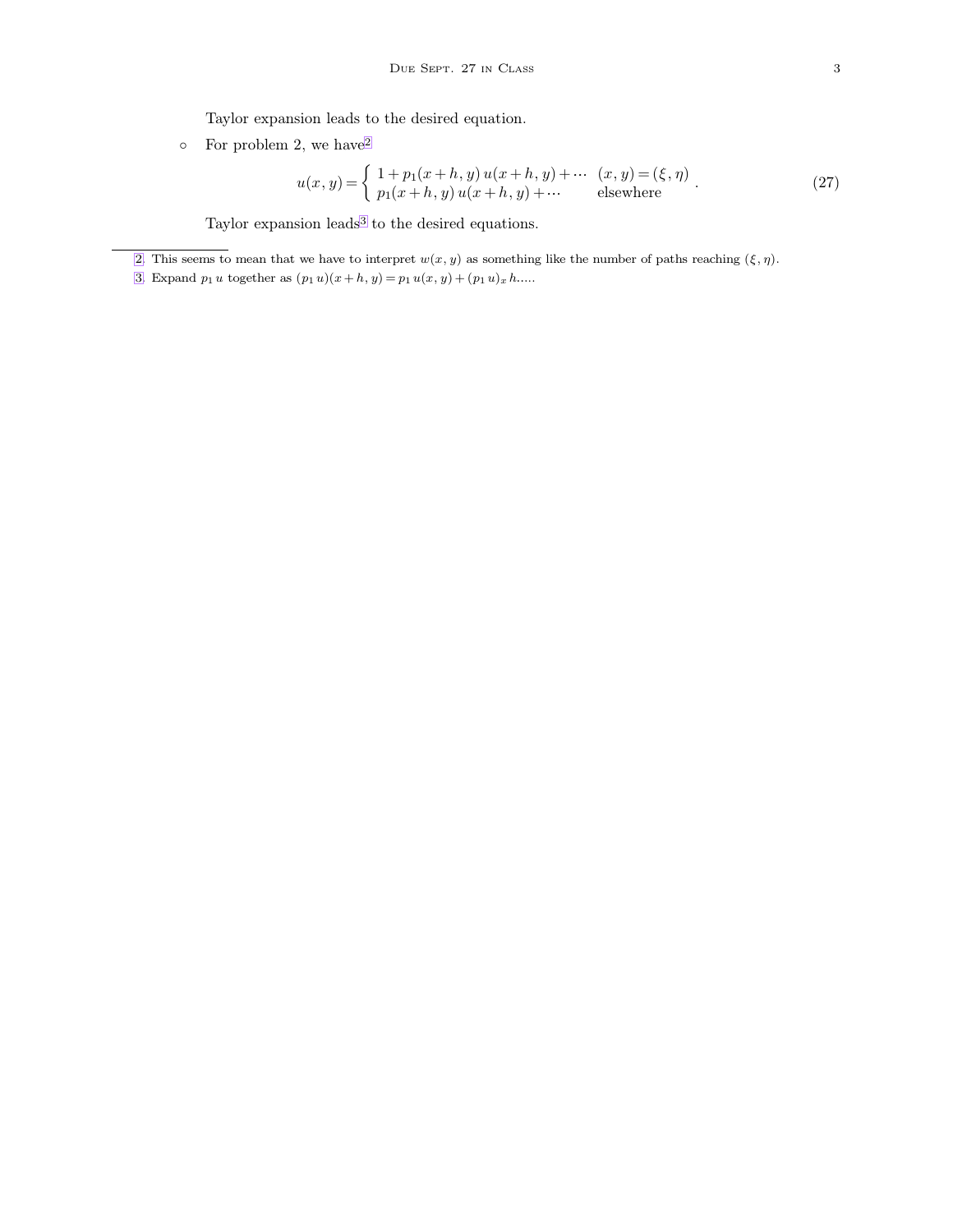Taylor expansion leads to the desired equation.

- For problem 2, we have[2]

$$u(x, y) = \begin{cases} 1 + p_1(x+h, y)\, u(x+h, y) + \cdots & (x, y) = (\xi, \eta) \\ p_1(x+h, y)\, u(x+h, y) + \cdots & \text{elsewhere} \end{cases}. \tag{27}$$

  Taylor expansion leads[3] to the desired equations.

---

[2]. This seems to mean that we have to interpret $w(x, y)$ as something like the number of paths reaching $(\xi, \eta)$.

[3]. Expand $p_1\, u$ together as $(p_1\, u)(x+h, y) = p_1\, u(x, y) + (p_1\, u)_x\, h$.....